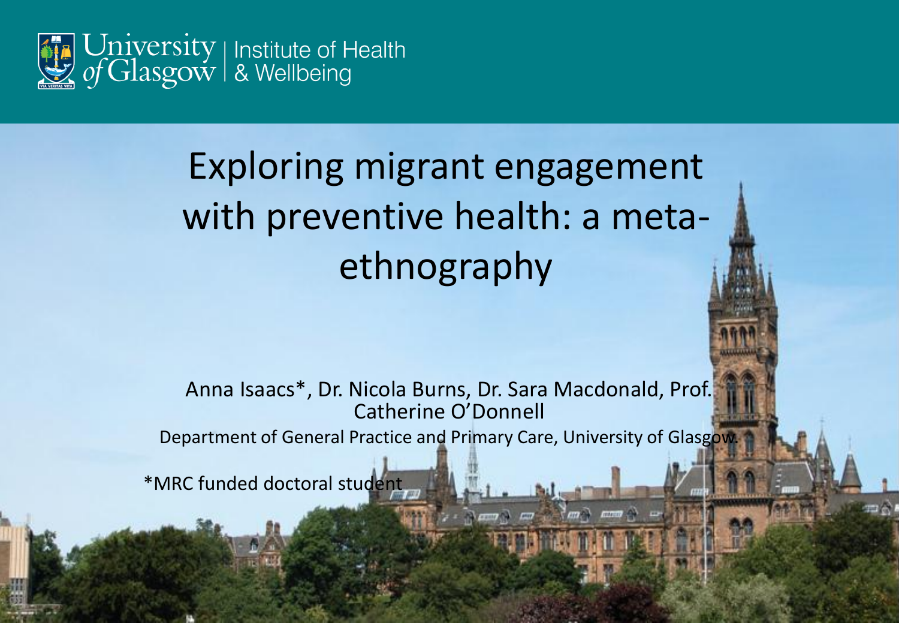University of Glasgow | Institute of Health & Wellbeing

# Exploring migrant engagement with preventive health: a meta-ethnography

Anna Isaacs*, Dr. Nicola Burns, Dr. Sara Macdonald, Prof. Catherine O'Donnell

Department of General Practice and Primary Care, University of Glasgow.

*MRC funded doctoral student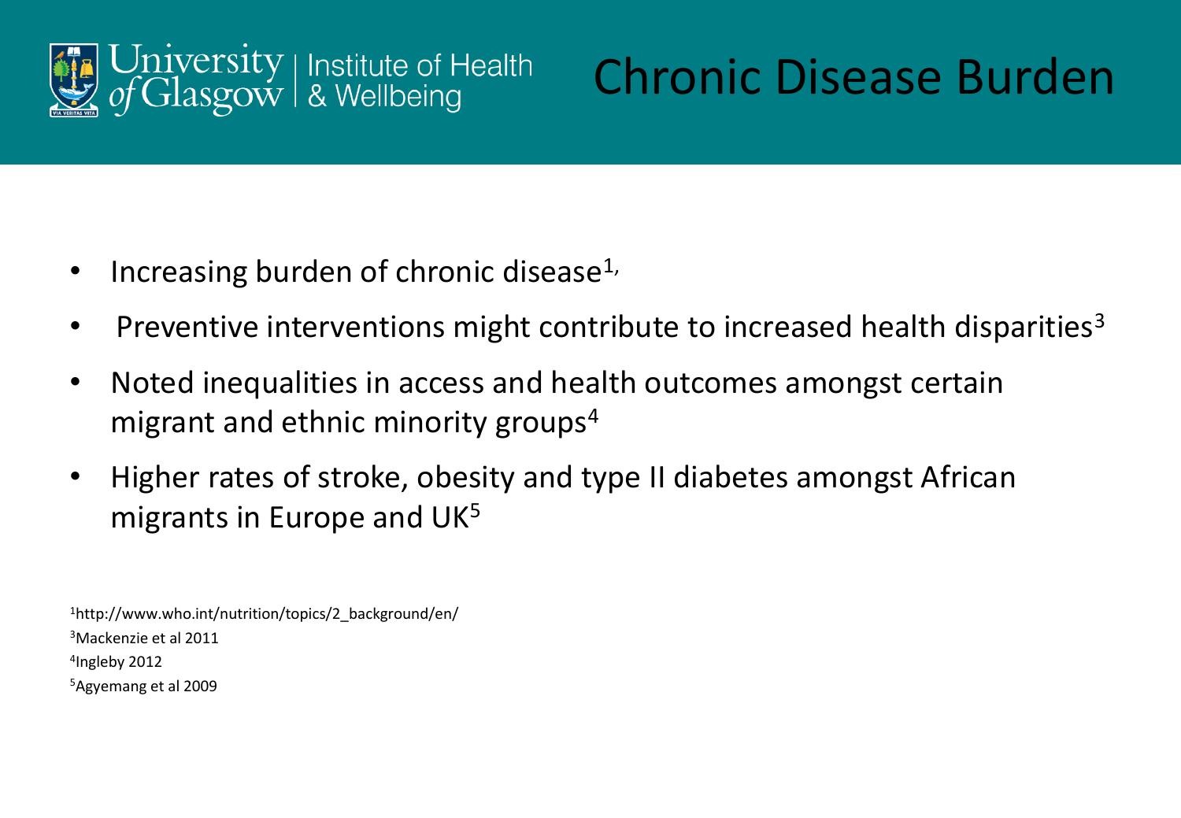# Chronic Disease Burden

- Increasing burden of chronic disease[1,]
- Preventive interventions might contribute to increased health disparities[3]
- Noted inequalities in access and health outcomes amongst certain migrant and ethnic minority groups[4]
- Higher rates of stroke, obesity and type II diabetes amongst African migrants in Europe and UK[5]

[1]http://www.who.int/nutrition/topics/2_background/en/
[3]Mackenzie et al 2011
[4]Ingleby 2012
[5]Agyemang et al 2009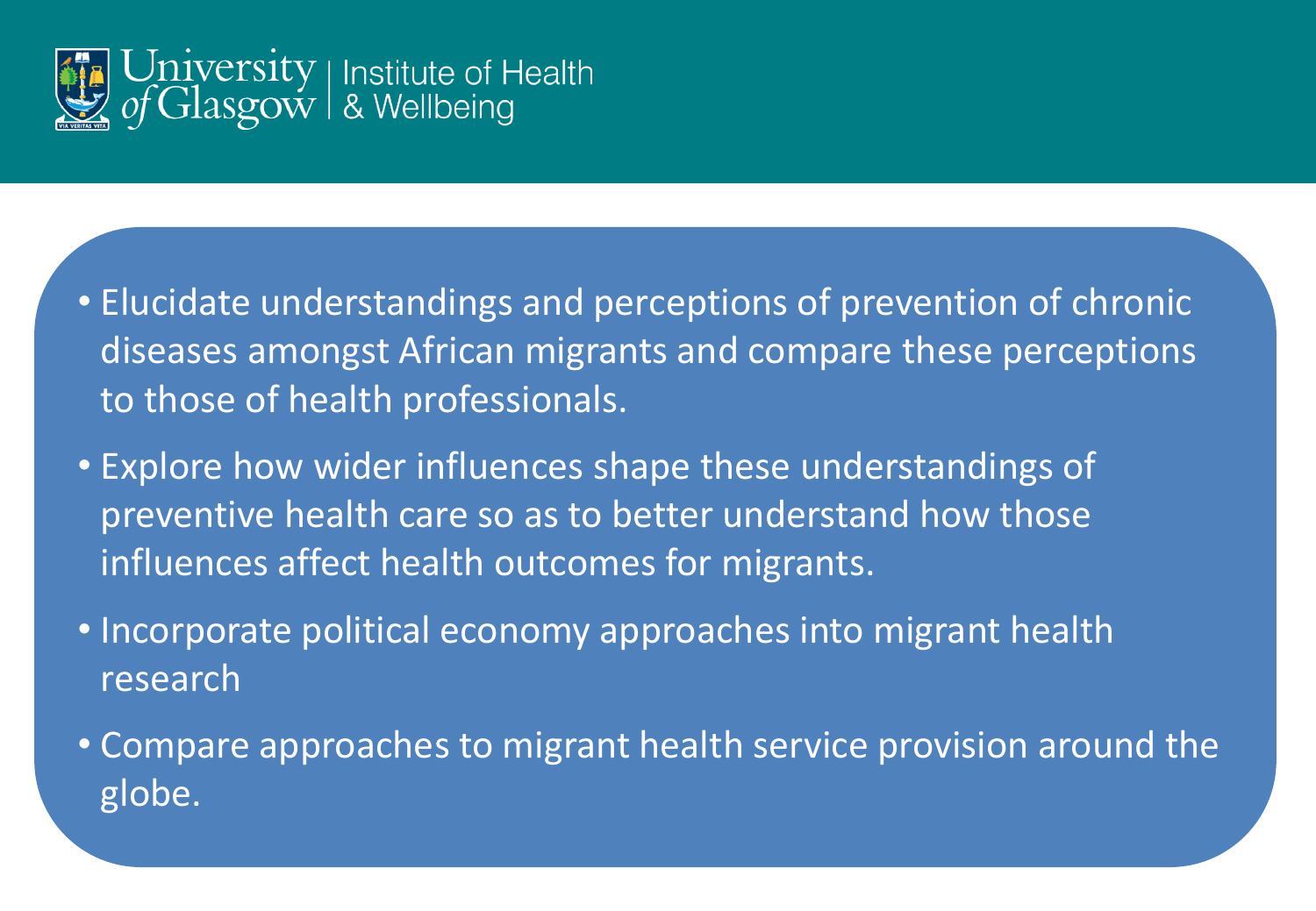- Elucidate understandings and perceptions of prevention of chronic diseases amongst African migrants and compare these perceptions to those of health professionals.
- Explore how wider influences shape these understandings of preventive health care so as to better understand how those influences affect health outcomes for migrants.
- Incorporate political economy approaches into migrant health research
- Compare approaches to migrant health service provision around the globe.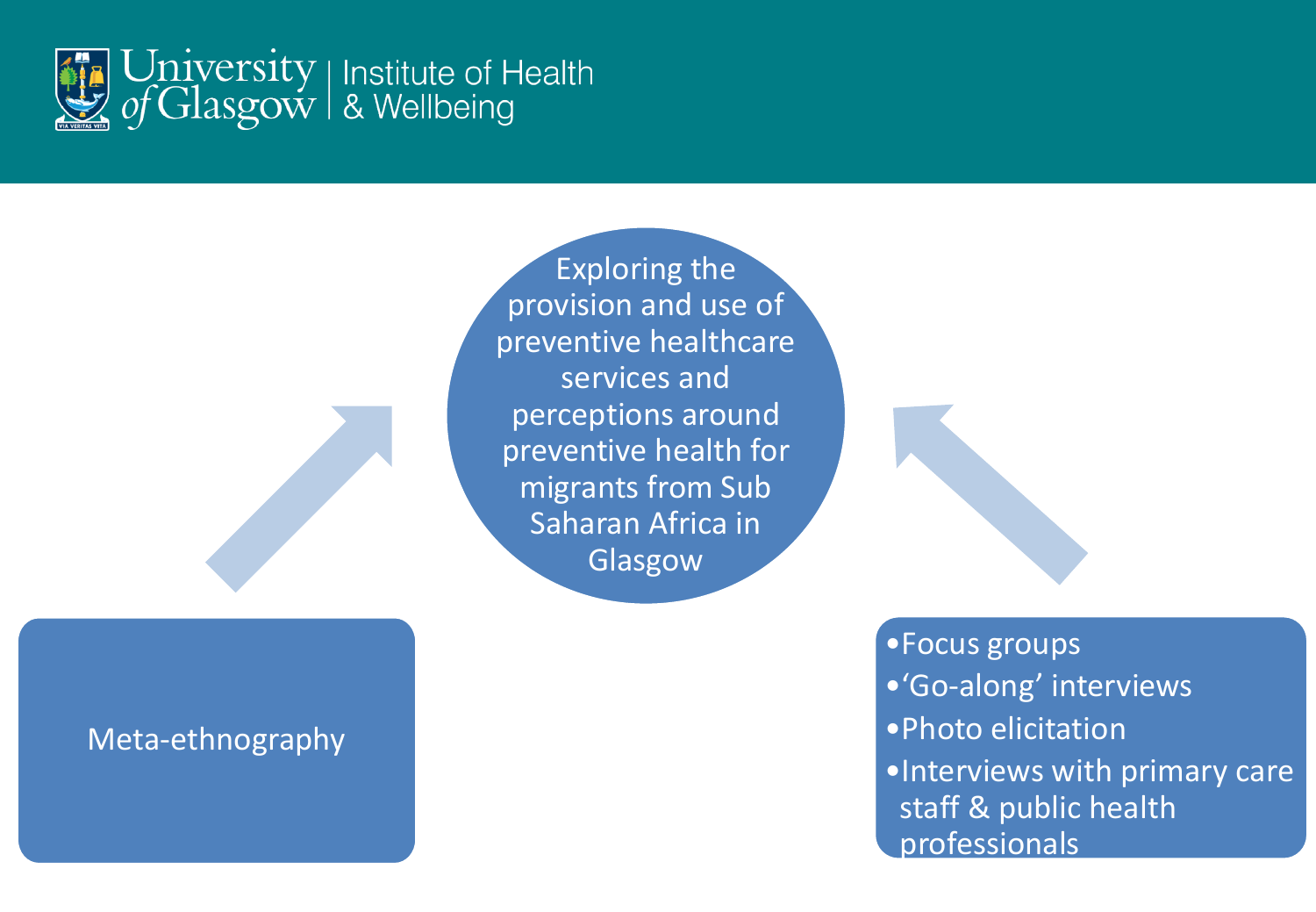University of Glasgow | Institute of Health & Wellbeing

Exploring the provision and use of preventive healthcare services and perceptions around preventive health for migrants from Sub Saharan Africa in Glasgow

Meta-ethnography

- Focus groups
- 'Go-along' interviews
- Photo elicitation
- Interviews with primary care staff & public health professionals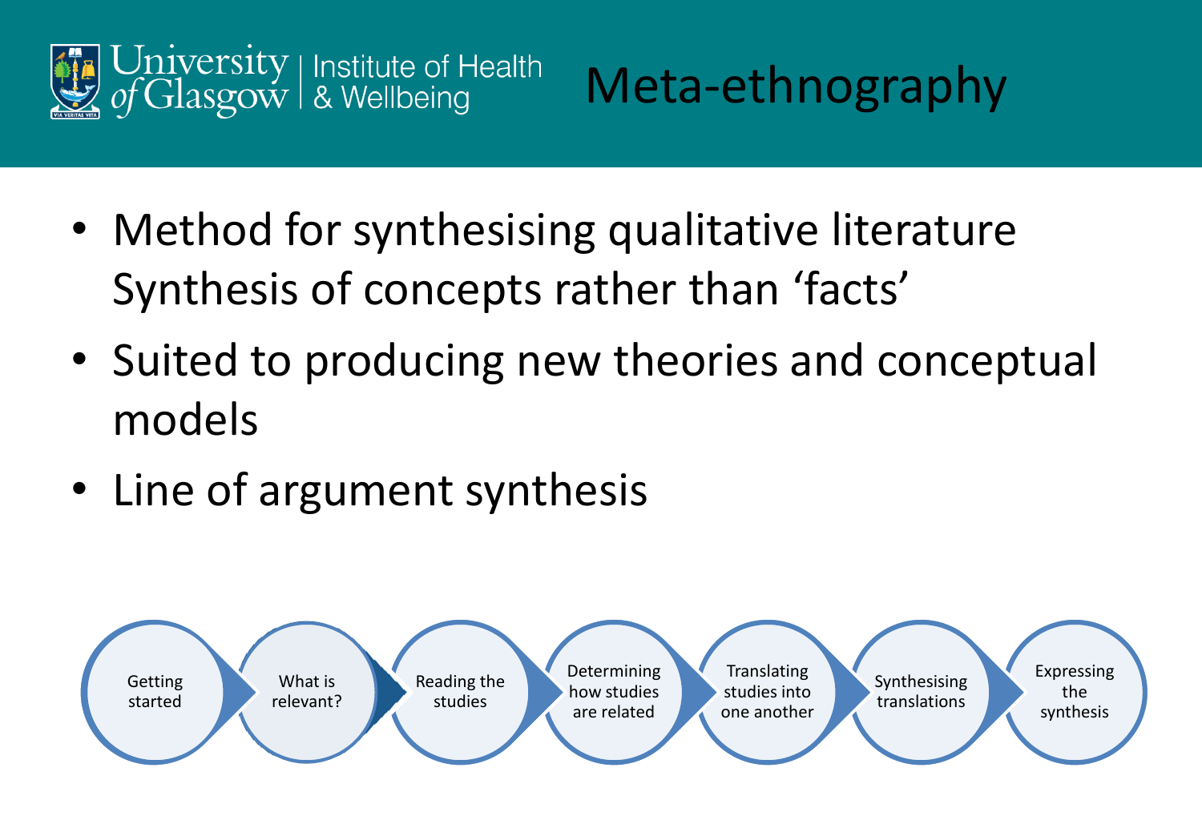# Meta-ethnography

- Method for synthesising qualitative literature Synthesis of concepts rather than 'facts'
- Suited to producing new theories and conceptual models
- Line of argument synthesis

Getting started → What is relevant? → Reading the studies → Determining how studies are related → Translating studies into one another → Synthesising translations → Expressing the synthesis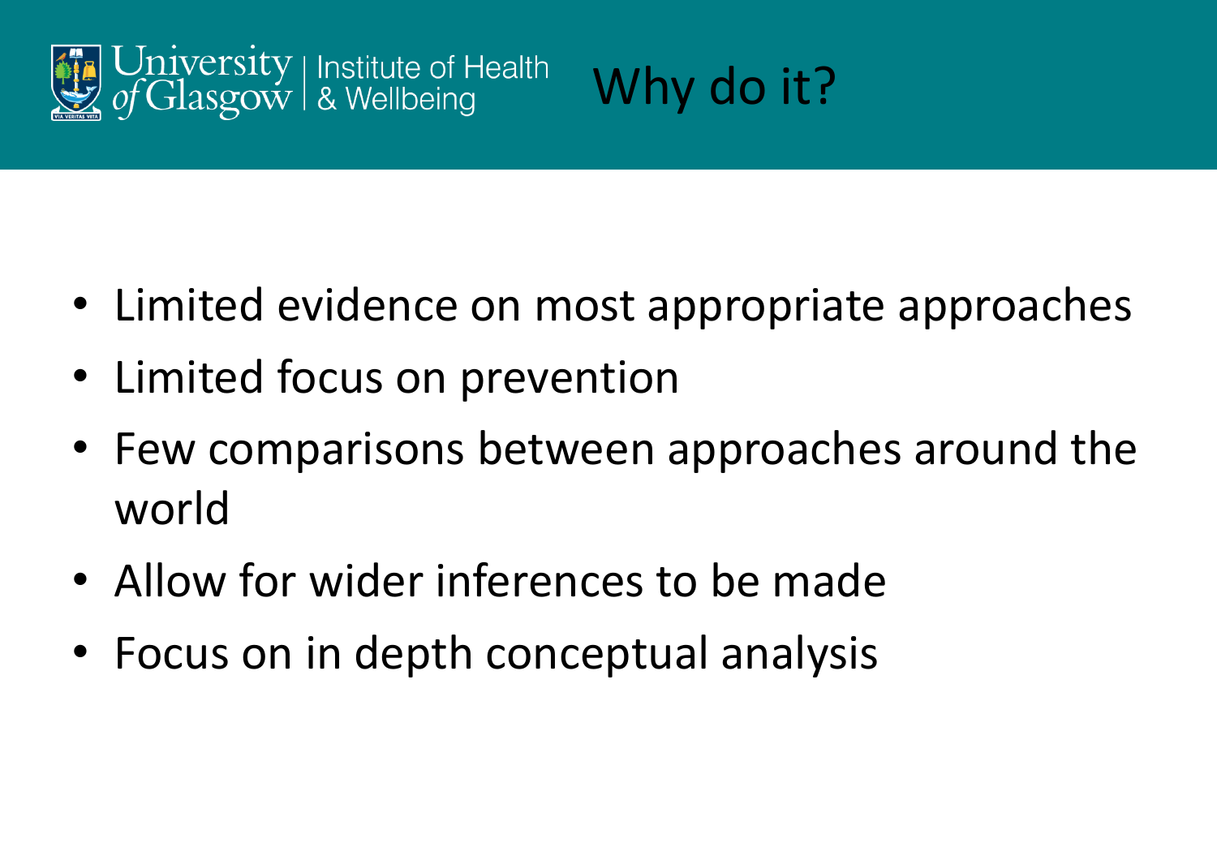# Why do it?

- Limited evidence on most appropriate approaches
- Limited focus on prevention
- Few comparisons between approaches around the world
- Allow for wider inferences to be made
- Focus on in depth conceptual analysis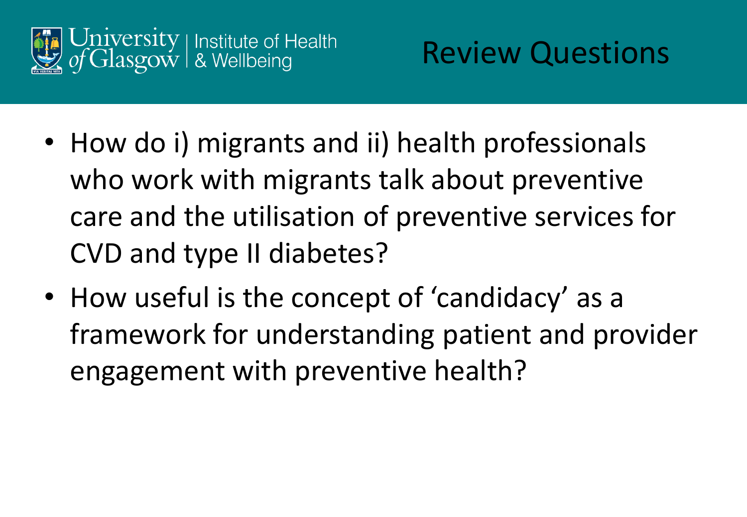# Review Questions

- How do i) migrants and ii) health professionals who work with migrants talk about preventive care and the utilisation of preventive services for CVD and type II diabetes?
- How useful is the concept of 'candidacy' as a framework for understanding patient and provider engagement with preventive health?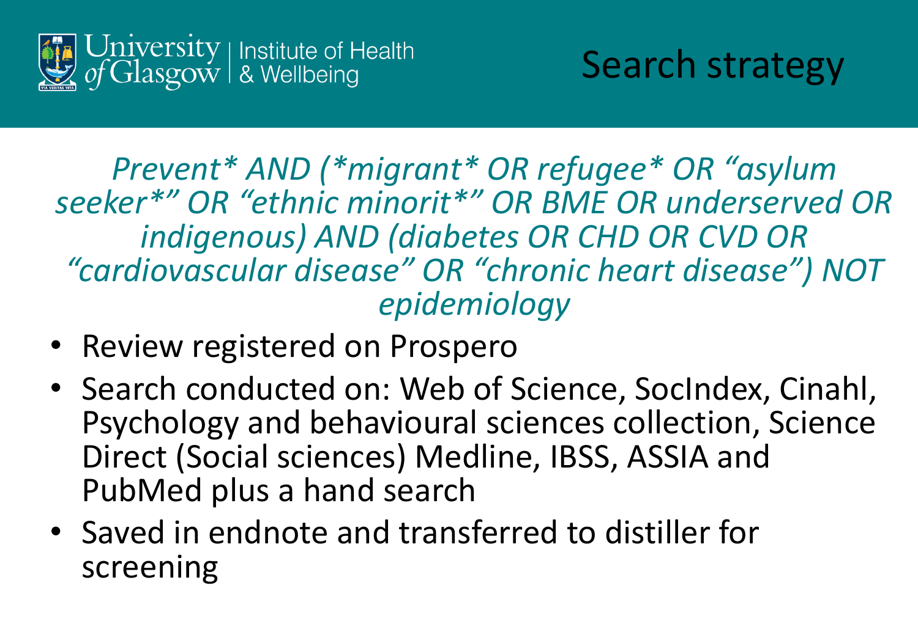# Search strategy

*Prevent* AND (*migrant* OR refugee* OR “asylum seeker*” OR “ethnic minorit*” OR BME OR underserved OR indigenous) AND (diabetes OR CHD OR CVD OR “cardiovascular disease” OR “chronic heart disease”) NOT epidemiology*

- Review registered on Prospero
- Search conducted on: Web of Science, SocIndex, Cinahl, Psychology and behavioural sciences collection, Science Direct (Social sciences) Medline, IBSS, ASSIA and PubMed plus a hand search
- Saved in endnote and transferred to distiller for screening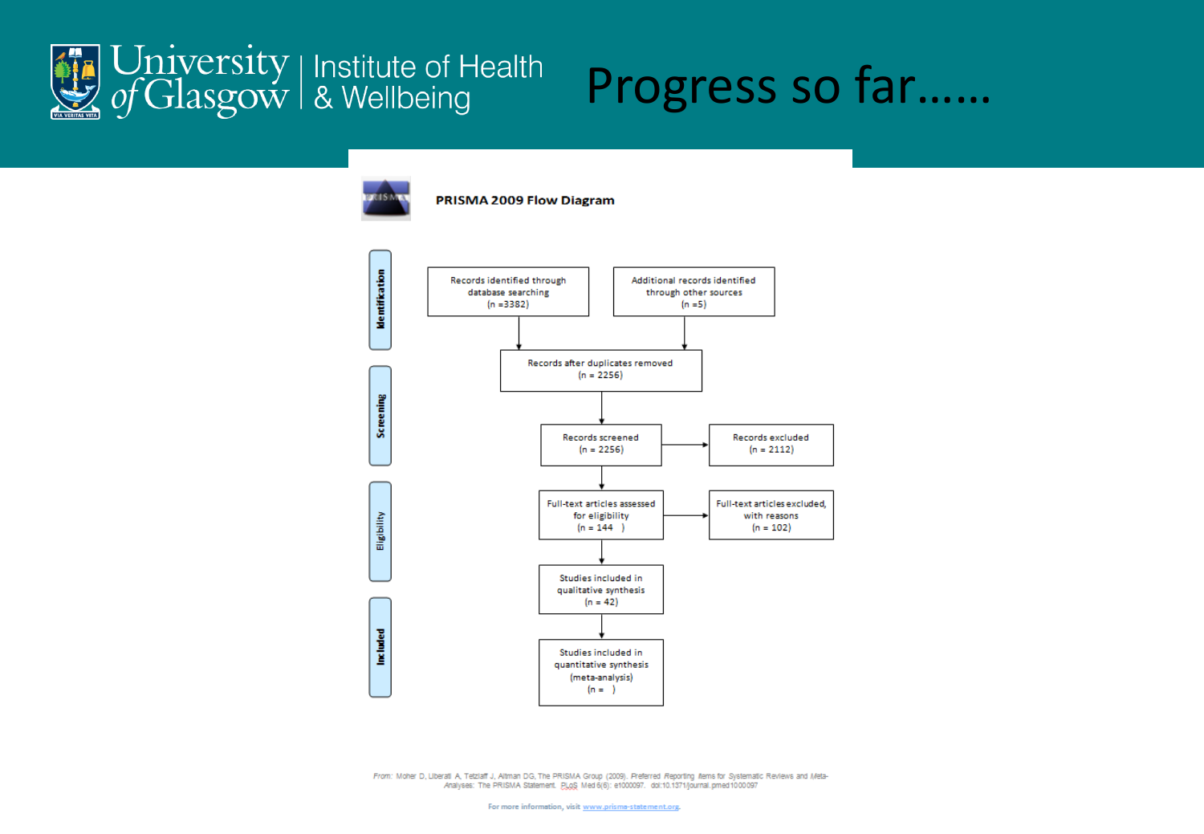# Progress so far……

**PRISMA 2009 Flow Diagram**

**Identification**

- Records identified through database searching (n =3382)
- Additional records identified through other sources (n =5)

- Records after duplicates removed (n = 2256)

**Screening**

- Records screened (n = 2256)
  - Records excluded (n = 2112)

**Eligibility**

- Full-text articles assessed for eligibility (n = 144 )
  - Full-text articles excluded, with reasons (n = 102)

**Included**

- Studies included in qualitative synthesis (n = 42)
- Studies included in quantitative synthesis (meta-analysis) (n = )

*From:* Moher D, Liberati A, Tetzlaff J, Altman DG, The PRISMA Group (2009). *P*referred *R*eporting *I*tems for *S*ystematic Reviews and *M*eta-*A*nalyses: The PRISMA Statement. PLoS Med 6(6): e1000097. doi:10.1371/journal.pmed1000097

For more information, visit www.prisma-statement.org.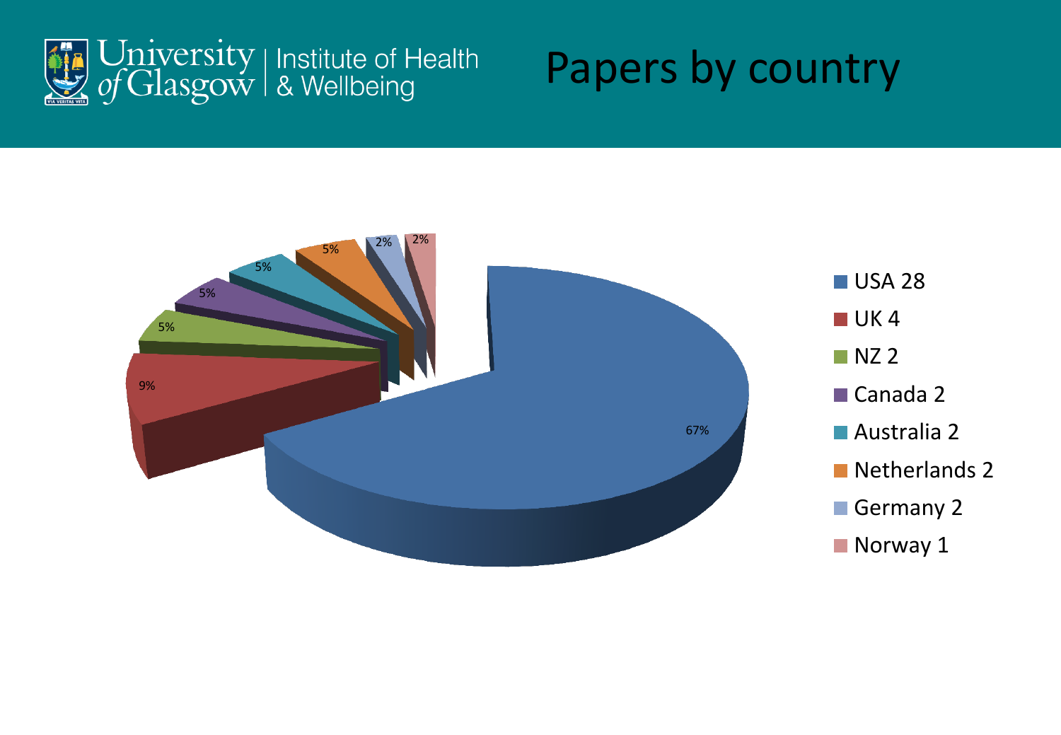# Papers by country

- USA 28 (67%)
- UK 4 (9%)
- NZ 2 (5%)
- Canada 2 (5%)
- Australia 2 (5%)
- Netherlands 2 (5%)
- Germany 2 (2%)
- Norway 1 (2%)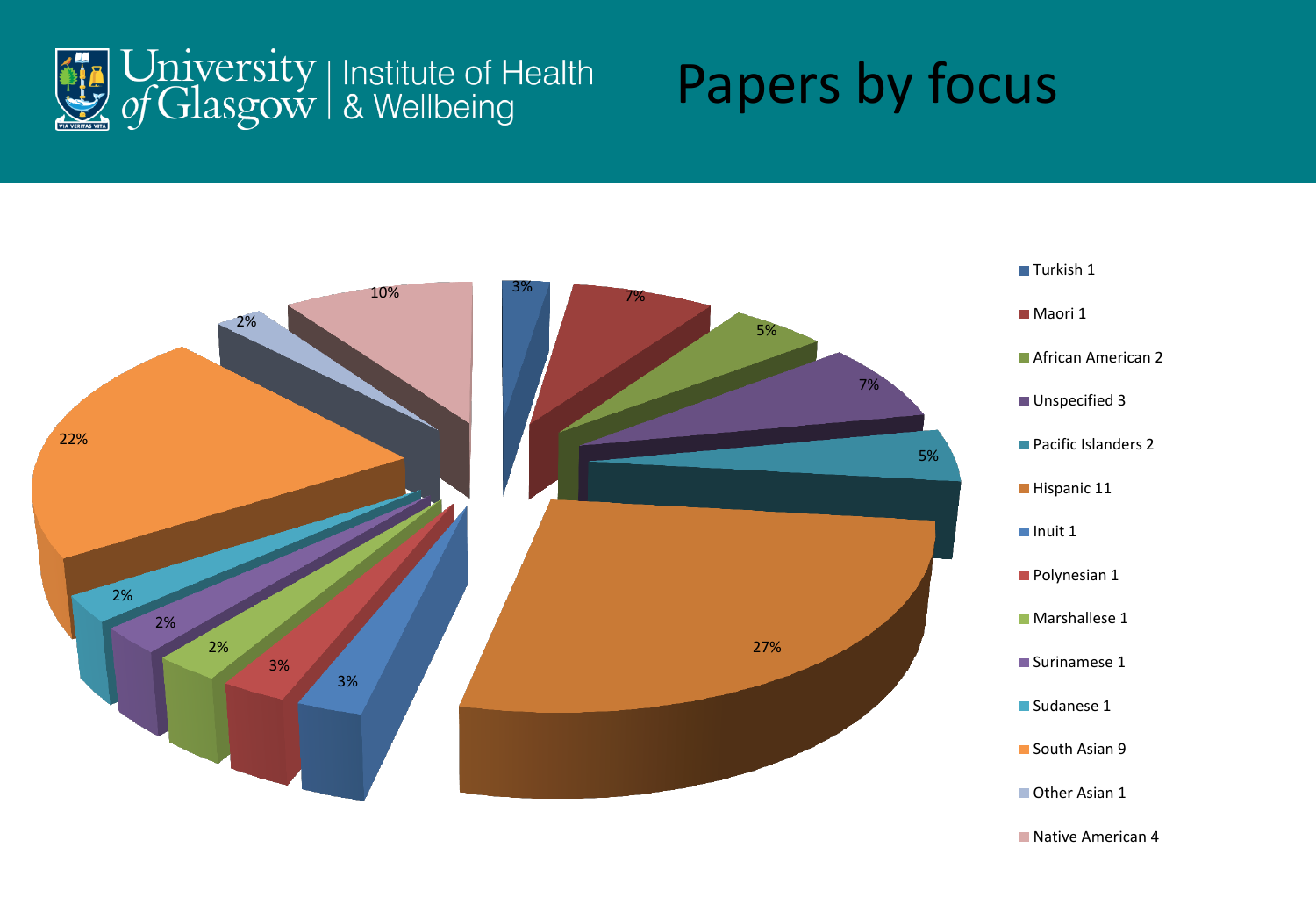# Papers by focus

University of Glasgow | Institute of Health & Wellbeing

| Focus | Papers | Percentage |
|---|---|---|
| Turkish | 1 | 3% |
| Maori | 1 | 7% |
| African American | 2 | 5% |
| Unspecified | 3 | 7% |
| Pacific Islanders | 2 | 5% |
| Hispanic | 11 | 27% |
| Inuit | 1 | 3% |
| Polynesian | 1 | 3% |
| Marshallese | 1 | 2% |
| Surinamese | 1 | 2% |
| Sudanese | 1 | 2% |
| South Asian | 9 | 22% |
| Other Asian | 1 | 2% |
| Native American | 4 | 10% |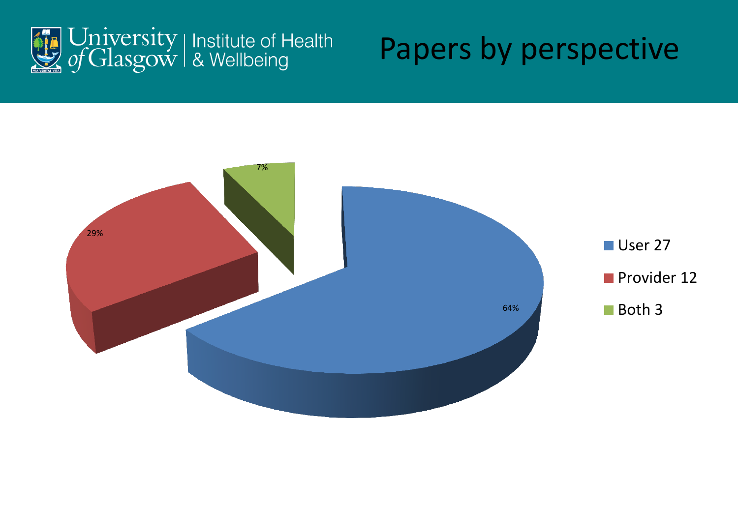# Papers by perspective

University of Glasgow | Institute of Health & Wellbeing

- User 27 (64%)
- Provider 12 (29%)
- Both 3 (7%)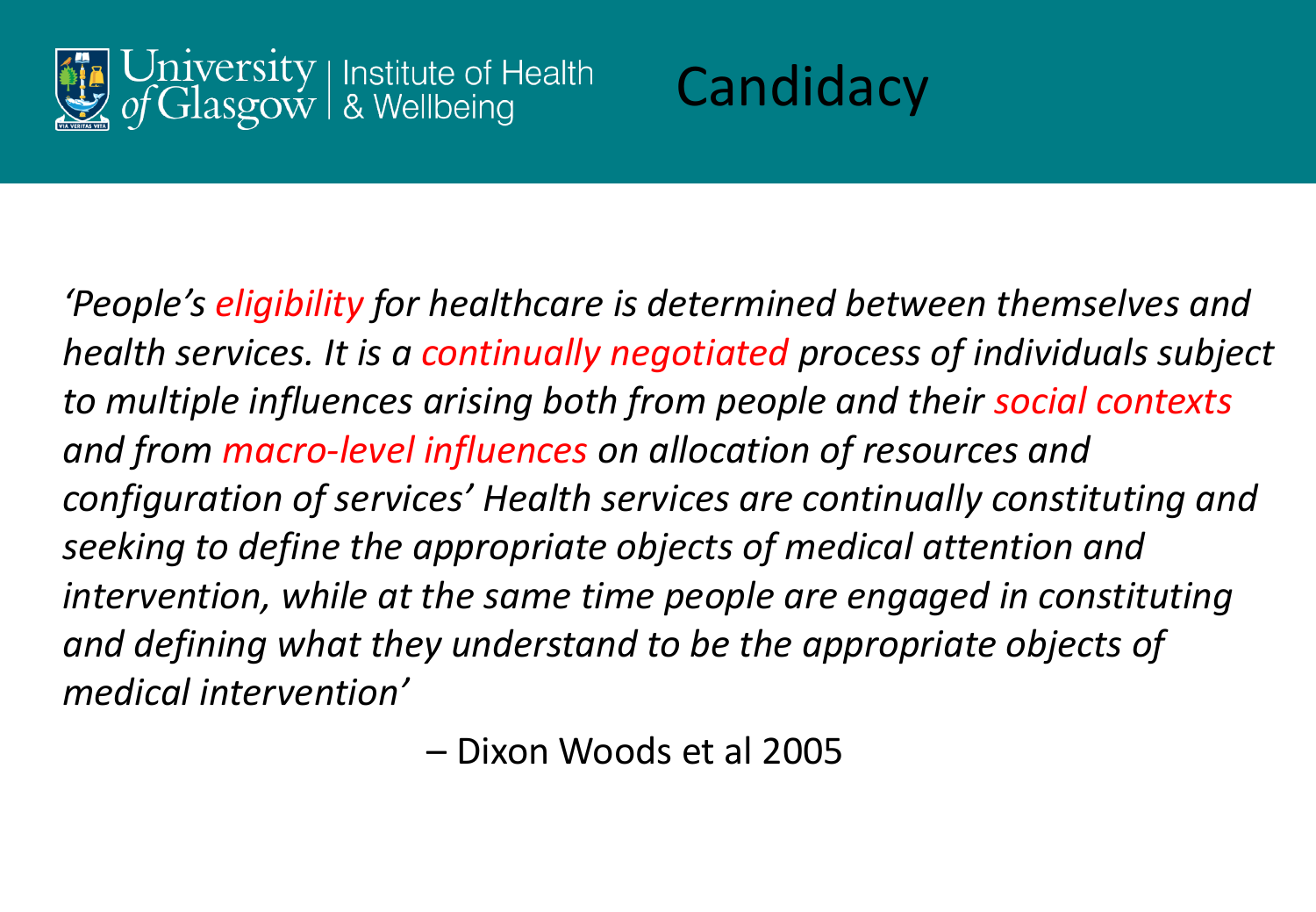# Candidacy

*'People's eligibility for healthcare is determined between themselves and health services. It is a continually negotiated process of individuals subject to multiple influences arising both from people and their social contexts and from macro-level influences on allocation of resources and configuration of services' Health services are continually constituting and seeking to define the appropriate objects of medical attention and intervention, while at the same time people are engaged in constituting and defining what they understand to be the appropriate objects of medical intervention'*

– Dixon Woods et al 2005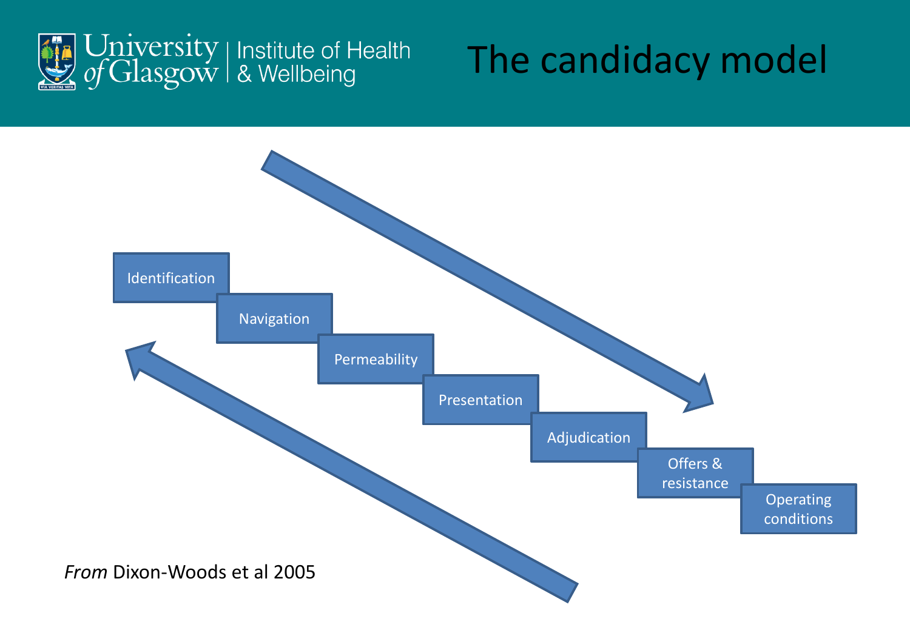# The candidacy model

- Identification
- Navigation
- Permeability
- Presentation
- Adjudication
- Offers & resistance
- Operating conditions

*From* Dixon-Woods et al 2005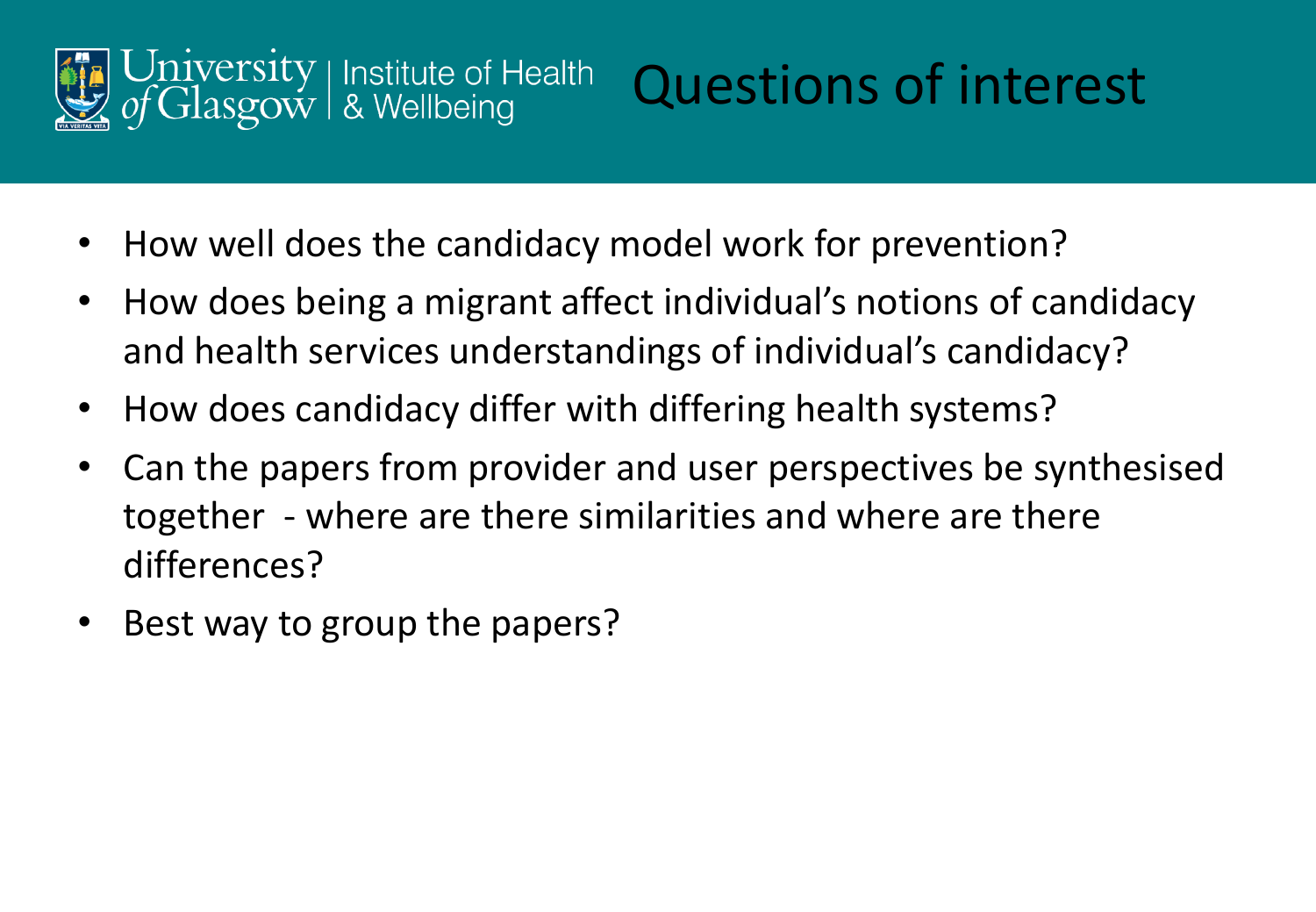# Questions of interest

- How well does the candidacy model work for prevention?
- How does being a migrant affect individual's notions of candidacy and health services understandings of individual's candidacy?
- How does candidacy differ with differing health systems?
- Can the papers from provider and user perspectives be synthesised together - where are there similarities and where are there differences?
- Best way to group the papers?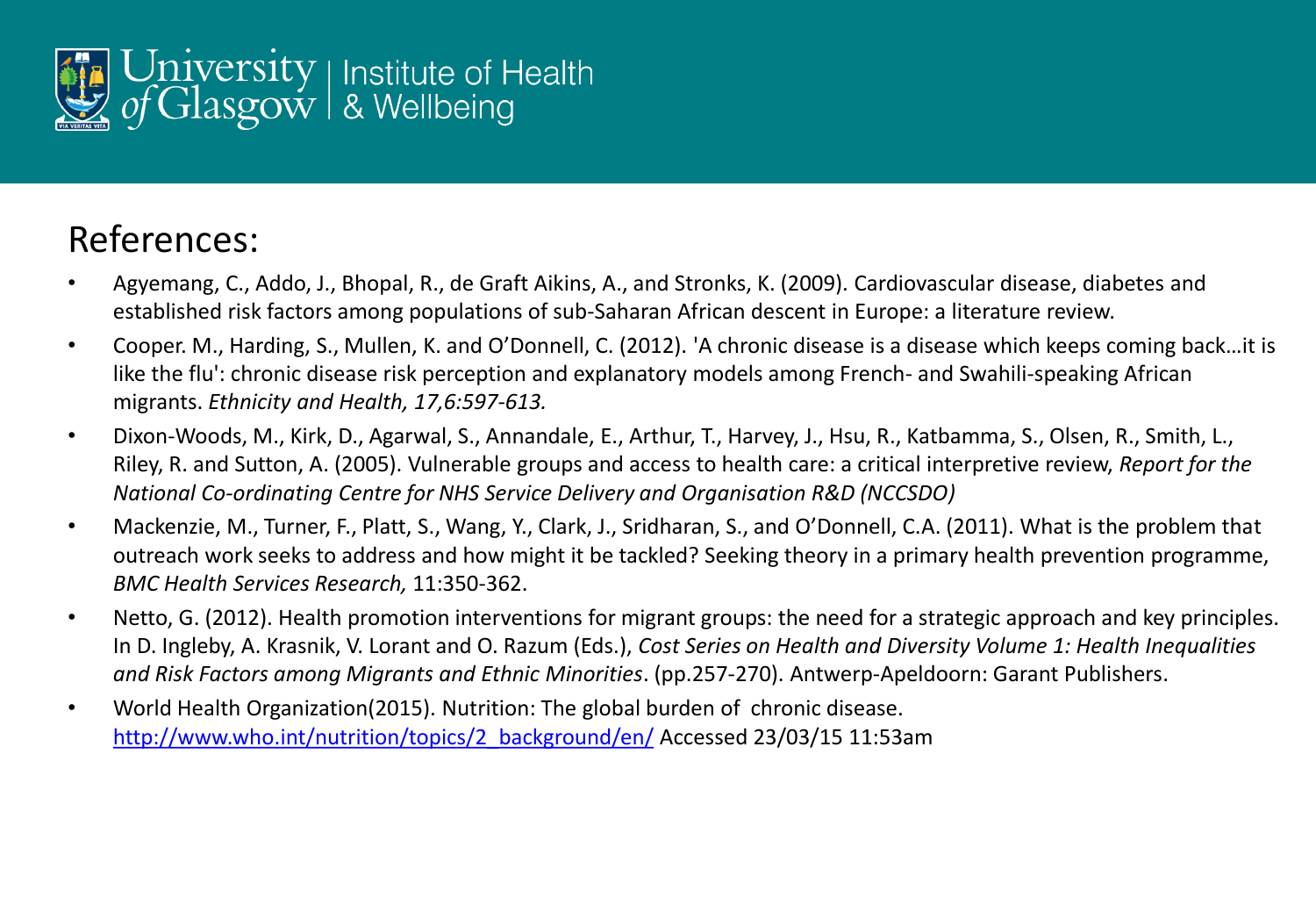## References:

- Agyemang, C., Addo, J., Bhopal, R., de Graft Aikins, A., and Stronks, K. (2009). Cardiovascular disease, diabetes and established risk factors among populations of sub-Saharan African descent in Europe: a literature review.
- Cooper. M., Harding, S., Mullen, K. and O'Donnell, C. (2012). 'A chronic disease is a disease which keeps coming back…it is like the flu': chronic disease risk perception and explanatory models among French- and Swahili-speaking African migrants. *Ethnicity and Health, 17,6:597-613.*
- Dixon-Woods, M., Kirk, D., Agarwal, S., Annandale, E., Arthur, T., Harvey, J., Hsu, R., Katbamma, S., Olsen, R., Smith, L., Riley, R. and Sutton, A. (2005). Vulnerable groups and access to health care: a critical interpretive review, *Report for the National Co-ordinating Centre for NHS Service Delivery and Organisation R&D (NCCSDO)*
- Mackenzie, M., Turner, F., Platt, S., Wang, Y., Clark, J., Sridharan, S., and O'Donnell, C.A. (2011). What is the problem that outreach work seeks to address and how might it be tackled? Seeking theory in a primary health prevention programme, *BMC Health Services Research,* 11:350-362.
- Netto, G. (2012). Health promotion interventions for migrant groups: the need for a strategic approach and key principles. In D. Ingleby, A. Krasnik, V. Lorant and O. Razum (Eds.), *Cost Series on Health and Diversity Volume 1: Health Inequalities and Risk Factors among Migrants and Ethnic Minorities*. (pp.257-270). Antwerp-Apeldoorn: Garant Publishers.
- World Health Organization(2015). Nutrition: The global burden of chronic disease. http://www.who.int/nutrition/topics/2_background/en/ Accessed 23/03/15 11:53am